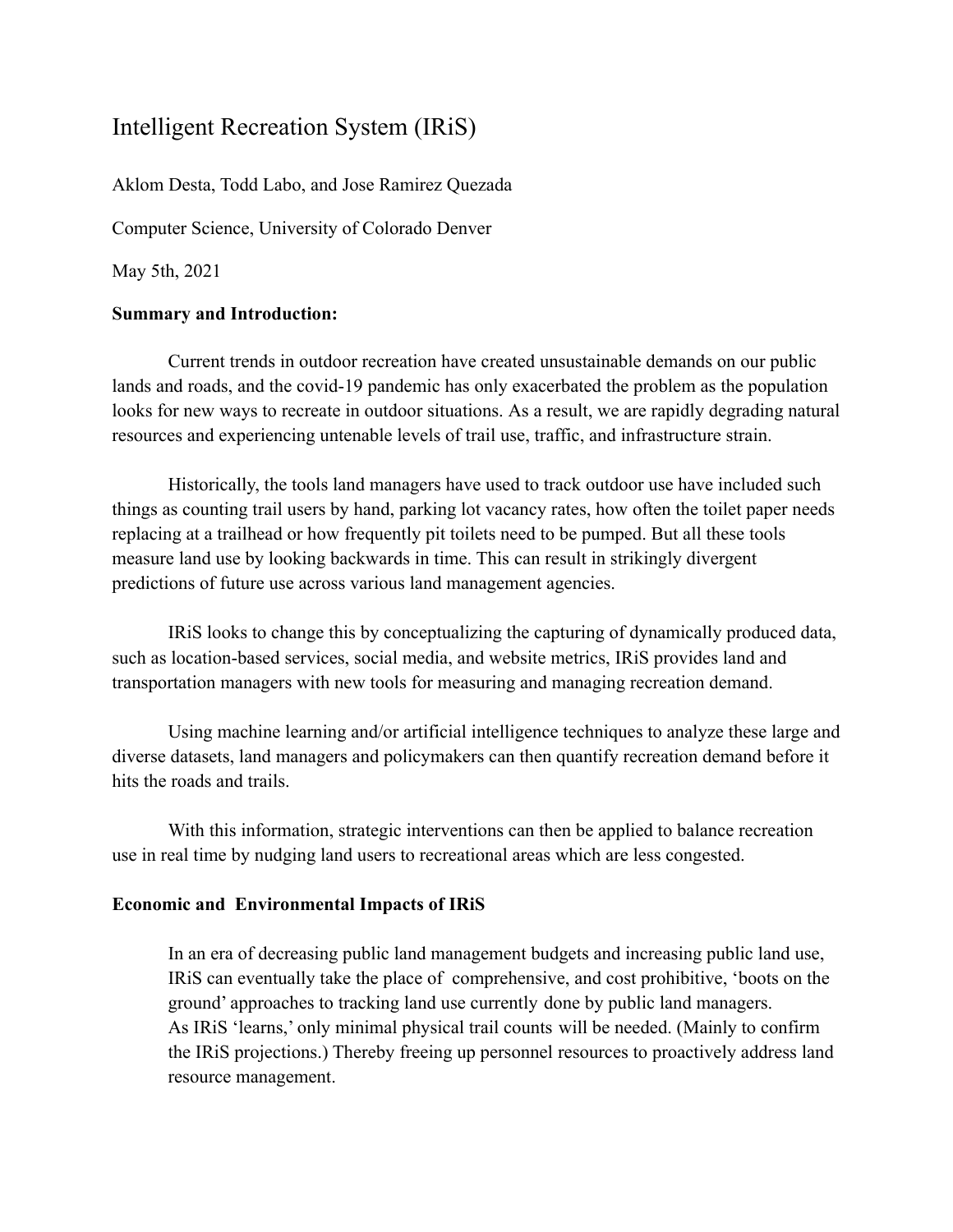# Intelligent Recreation System (IRiS)

Aklom Desta, Todd Labo, and Jose Ramirez Quezada

Computer Science, University of Colorado Denver

May 5th, 2021

**Summary and Introduction:**

Current trends in outdoor recreation have created unsustainable demands on our public lands and roads, and the covid-19 pandemic has only exacerbated the problem as the population looks for new ways to recreate in outdoor situations. As a result, we are rapidly degrading natural resources and experiencing untenable levels of trail use, traffic, and infrastructure strain.

Historically, the tools land managers have used to track outdoor use have included such things as counting trail users by hand, parking lot vacancy rates, how often the toilet paper needs replacing at a trailhead or how frequently pit toilets need to be pumped. But all these tools measure land use by looking backwards in time. This can result in strikingly divergent predictions of future use across various land management agencies.

IRiS looks to change this by conceptualizing the capturing of dynamically produced data, such as location-based services, social media, and website metrics, IRiS provides land and transportation managers with new tools for measuring and managing recreation demand.

Using machine learning and/or artificial intelligence techniques to analyze these large and diverse datasets, land managers and policymakers can then quantify recreation demand before it hits the roads and trails.

With this information, strategic interventions can then be applied to balance recreation use in real time by nudging land users to recreational areas which are less congested.

**Economic and Environmental Impacts of IRiS**

> In an era of decreasing public land management budgets and increasing public land use, IRiS can eventually take the place of comprehensive, and cost prohibitive, 'boots on the ground' approaches to tracking land use currently done by public land managers. As IRiS 'learns,' only minimal physical trail counts will be needed. (Mainly to confirm the IRiS projections.) Thereby freeing up personnel resources to proactively address land resource management.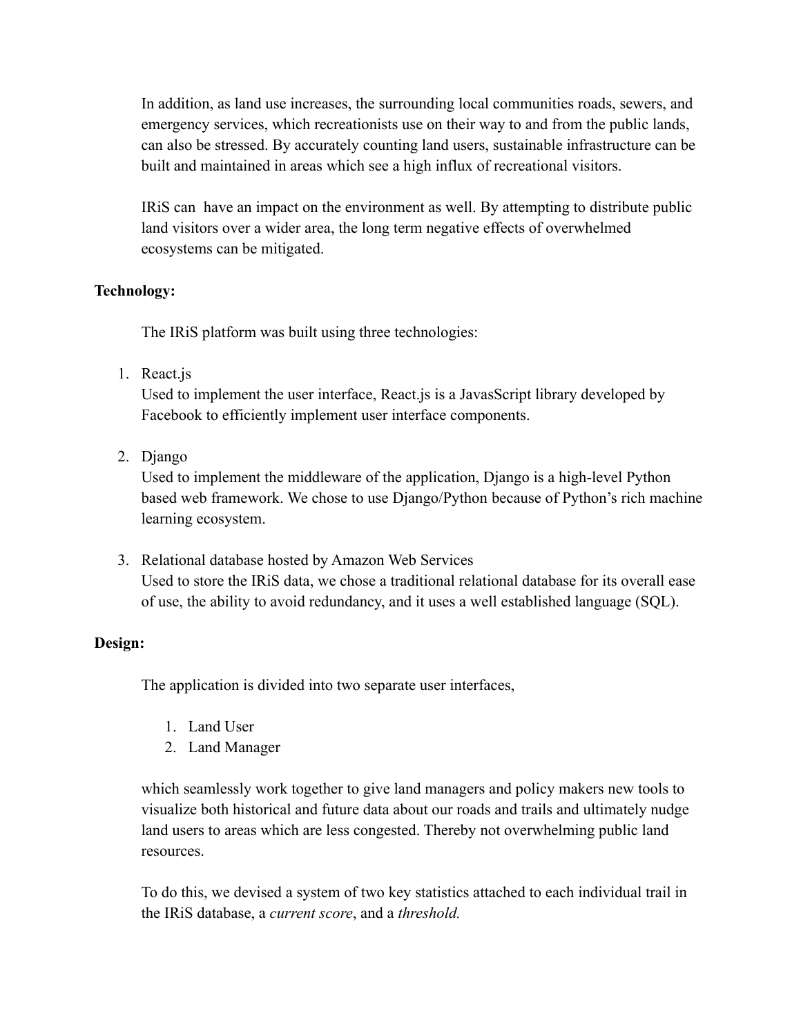In addition, as land use increases, the surrounding local communities roads, sewers, and emergency services, which recreationists use on their way to and from the public lands, can also be stressed. By accurately counting land users, sustainable infrastructure can be built and maintained in areas which see a high influx of recreational visitors.

IRiS can  have an impact on the environment as well. By attempting to distribute public land visitors over a wider area, the long term negative effects of overwhelmed ecosystems can be mitigated.

**Technology:**

The IRiS platform was built using three technologies:

1. React.js
   Used to implement the user interface, React.js is a JavasScript library developed by Facebook to efficiently implement user interface components.

2. Django
   Used to implement the middleware of the application, Django is a high-level Python based web framework. We chose to use Django/Python because of Python's rich machine learning ecosystem.

3. Relational database hosted by Amazon Web Services
   Used to store the IRiS data, we chose a traditional relational database for its overall ease of use, the ability to avoid redundancy, and it uses a well established language (SQL).

**Design:**

The application is divided into two separate user interfaces,

1. Land User
2. Land Manager

which seamlessly work together to give land managers and policy makers new tools to visualize both historical and future data about our roads and trails and ultimately nudge land users to areas which are less congested. Thereby not overwhelming public land resources.

To do this, we devised a system of two key statistics attached to each individual trail in the IRiS database, a *current score*, and a *threshold.*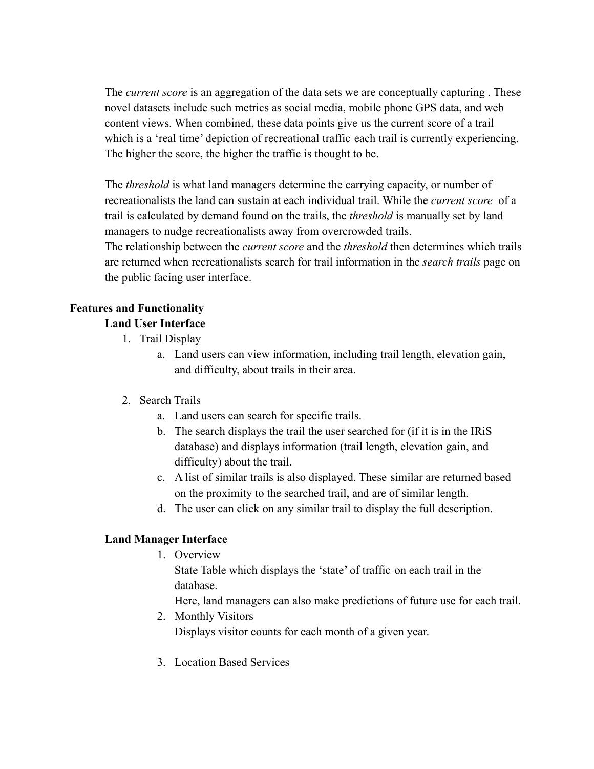The *current score* is an aggregation of the data sets we are conceptually capturing . These novel datasets include such metrics as social media, mobile phone GPS data, and web content views. When combined, these data points give us the current score of a trail which is a 'real time' depiction of recreational traffic each trail is currently experiencing. The higher the score, the higher the traffic is thought to be.

The *threshold* is what land managers determine the carrying capacity, or number of recreationalists the land can sustain at each individual trail. While the *current score* of a trail is calculated by demand found on the trails, the *threshold* is manually set by land managers to nudge recreationalists away from overcrowded trails.
The relationship between the *current score* and the *threshold* then determines which trails are returned when recreationalists search for trail information in the *search trails* page on the public facing user interface.

**Features and Functionality**

**Land User Interface**

1. Trail Display
   a. Land users can view information, including trail length, elevation gain, and difficulty, about trails in their area.

2. Search Trails
   a. Land users can search for specific trails.
   b. The search displays the trail the user searched for (if it is in the IRiS database) and displays information (trail length, elevation gain, and difficulty) about the trail.
   c. A list of similar trails is also displayed. These similar are returned based on the proximity to the searched trail, and are of similar length.
   d. The user can click on any similar trail to display the full description.

**Land Manager Interface**

1. Overview
   State Table which displays the 'state' of traffic on each trail in the database.
   Here, land managers can also make predictions of future use for each trail.
2. Monthly Visitors
   Displays visitor counts for each month of a given year.

3. Location Based Services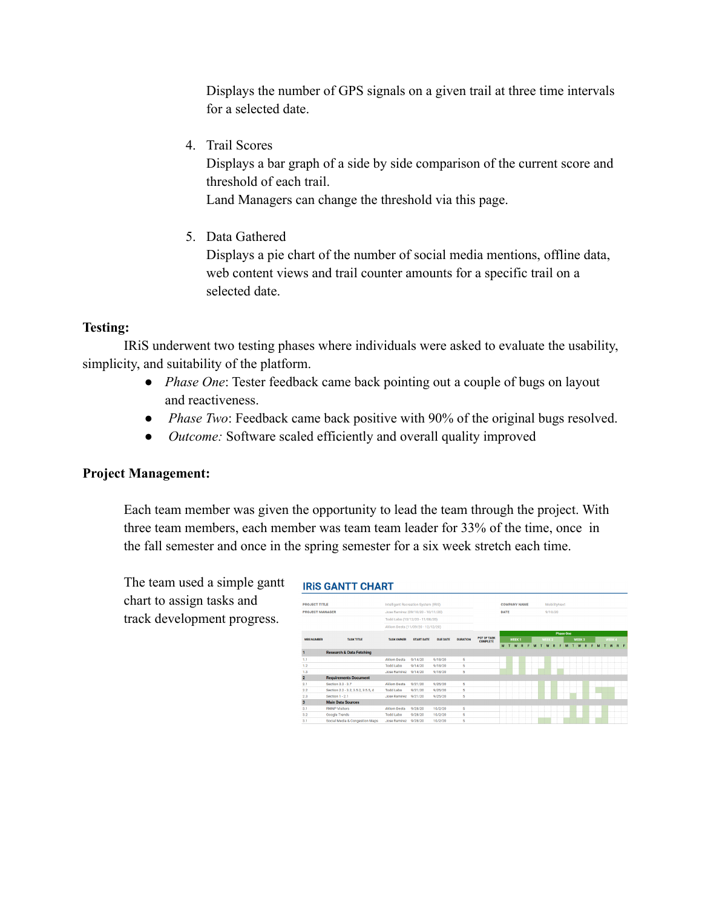Displays the number of GPS signals on a given trail at three time intervals for a selected date.

4. Trail Scores
   Displays a bar graph of a side by side comparison of the current score and threshold of each trail.
   Land Managers can change the threshold via this page.

5. Data Gathered
   Displays a pie chart of the number of social media mentions, offline data, web content views and trail counter amounts for a specific trail on a selected date.

**Testing:**

IRiS underwent two testing phases where individuals were asked to evaluate the usability, simplicity, and suitability of the platform.

- *Phase One*: Tester feedback came back pointing out a couple of bugs on layout and reactiveness.
- *Phase Two*: Feedback came back positive with 90% of the original bugs resolved.
- *Outcome:* Software scaled efficiently and overall quality improved

**Project Management:**

Each team member was given the opportunity to lead the team through the project. With three team members, each member was team team leader for 33% of the time, once in the fall semester and once in the spring semester for a six week stretch each time.

The team used a simple gantt chart to assign tasks and track development progress.